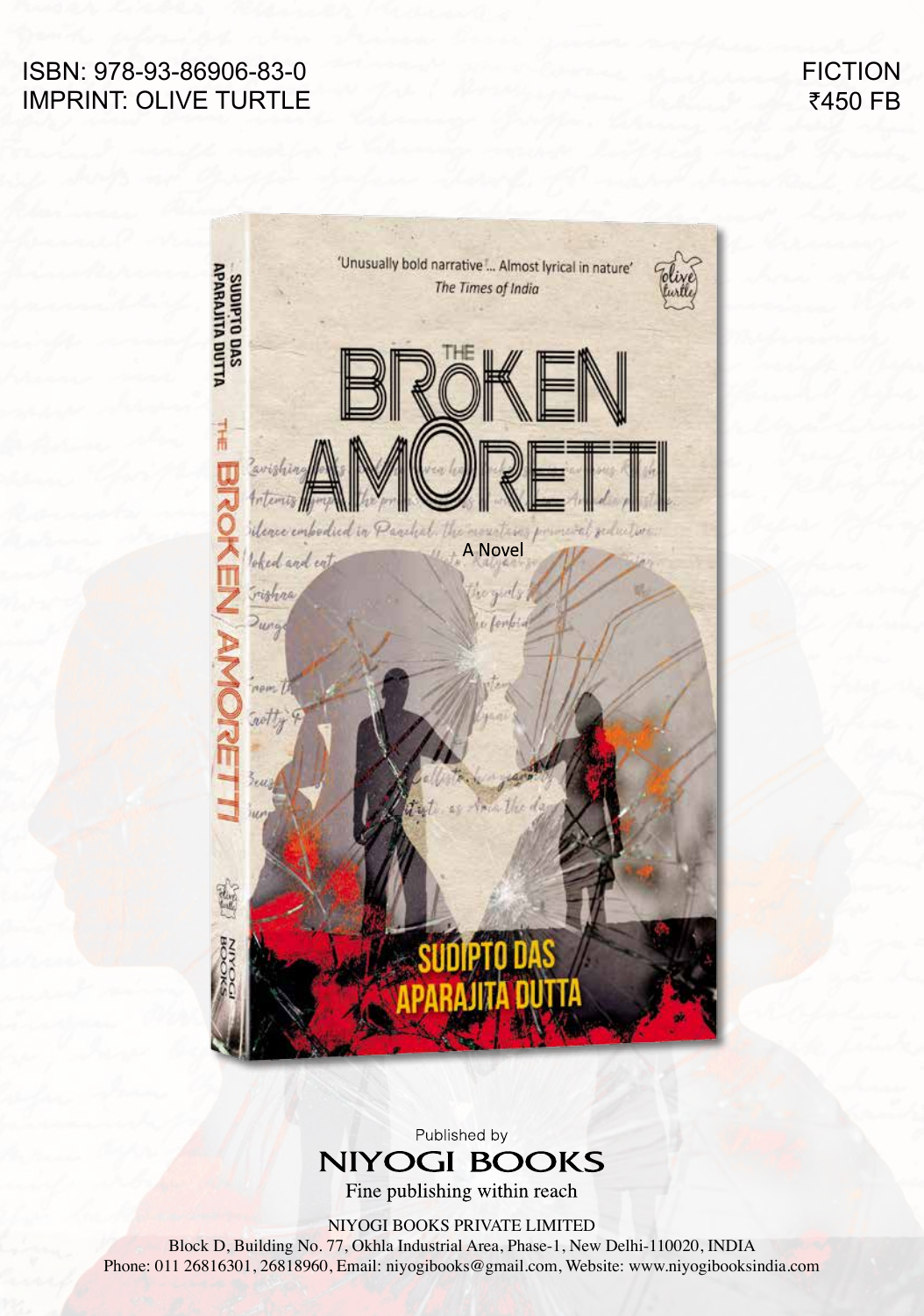ISBN: 978-93-86906-83-0
IMPRINT: OLIVE TURTLE

FICTION
₹450 FB

'Unusually bold narrative ... Almost lyrical in nature'
*The Times of India*

# THE BROKEN AMORETTI

A Novel

SUDIPTO DAS
APARAJITA DUTTA

Published by

## NIYOGI BOOKS

Fine publishing within reach

NIYOGI BOOKS PRIVATE LIMITED
Block D, Building No. 77, Okhla Industrial Area, Phase-1, New Delhi-110020, INDIA
Phone: 011 26816301, 26818960, Email: niyogibooks@gmail.com, Website: www.niyogibooksindia.com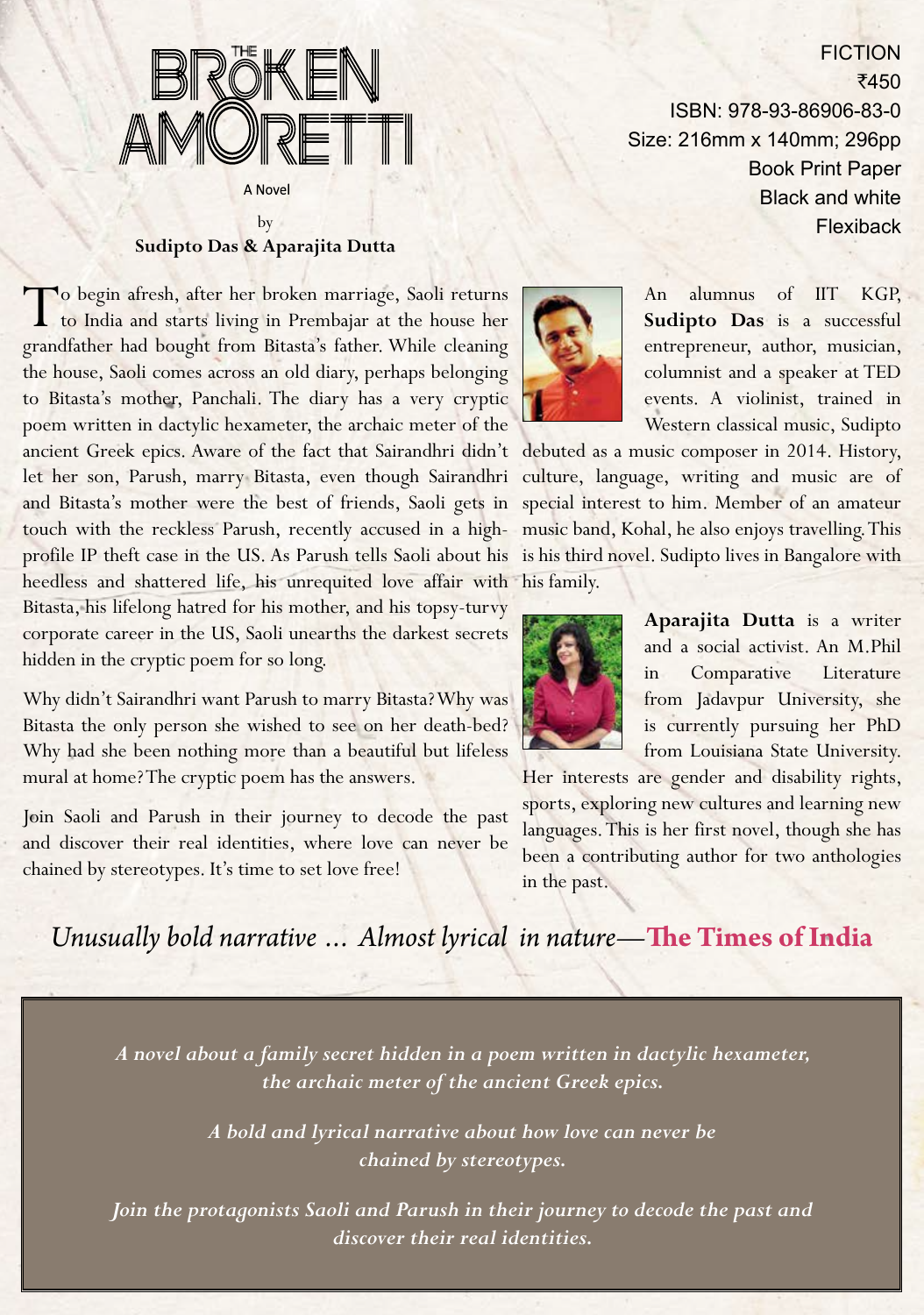# THE BROKEN AMORETTI

A Novel

by

**Sudipto Das & Aparajita Dutta**

FICTION
₹450
ISBN: 978-93-86906-83-0
Size: 216mm x 140mm; 296pp
Book Print Paper
Black and white
Flexiback

To begin afresh, after her broken marriage, Saoli returns to India and starts living in Prembajar at the house her grandfather had bought from Bitasta's father. While cleaning the house, Saoli comes across an old diary, perhaps belonging to Bitasta's mother, Panchali. The diary has a very cryptic poem written in dactylic hexameter, the archaic meter of the ancient Greek epics. Aware of the fact that Sairandhri didn't let her son, Parush, marry Bitasta, even though Sairandhri and Bitasta's mother were the best of friends, Saoli gets in touch with the reckless Parush, recently accused in a high-profile IP theft case in the US. As Parush tells Saoli about his heedless and shattered life, his unrequited love affair with Bitasta, his lifelong hatred for his mother, and his topsy-turvy corporate career in the US, Saoli unearths the darkest secrets hidden in the cryptic poem for so long.

Why didn't Sairandhri want Parush to marry Bitasta? Why was Bitasta the only person she wished to see on her death-bed? Why had she been nothing more than a beautiful but lifeless mural at home? The cryptic poem has the answers.

Join Saoli and Parush in their journey to decode the past and discover their real identities, where love can never be chained by stereotypes. It's time to set love free!

An alumnus of IIT KGP, **Sudipto Das** is a successful entrepreneur, author, musician, columnist and a speaker at TED events. A violinist, trained in Western classical music, Sudipto debuted as a music composer in 2014. History, culture, language, writing and music are of special interest to him. Member of an amateur music band, Kohal, he also enjoys travelling. This is his third novel. Sudipto lives in Bangalore with his family.

**Aparajita Dutta** is a writer and a social activist. An M.Phil in Comparative Literature from Jadavpur University, she is currently pursuing her PhD from Louisiana State University. Her interests are gender and disability rights, sports, exploring new cultures and learning new languages. This is her first novel, though she has been a contributing author for two anthologies in the past.

*Unusually bold narrative … Almost lyrical in nature*—**The Times of India**

*A novel about a family secret hidden in a poem written in dactylic hexameter, the archaic meter of the ancient Greek epics.*

*A bold and lyrical narrative about how love can never be chained by stereotypes.*

*Join the protagonists Saoli and Parush in their journey to decode the past and discover their real identities.*